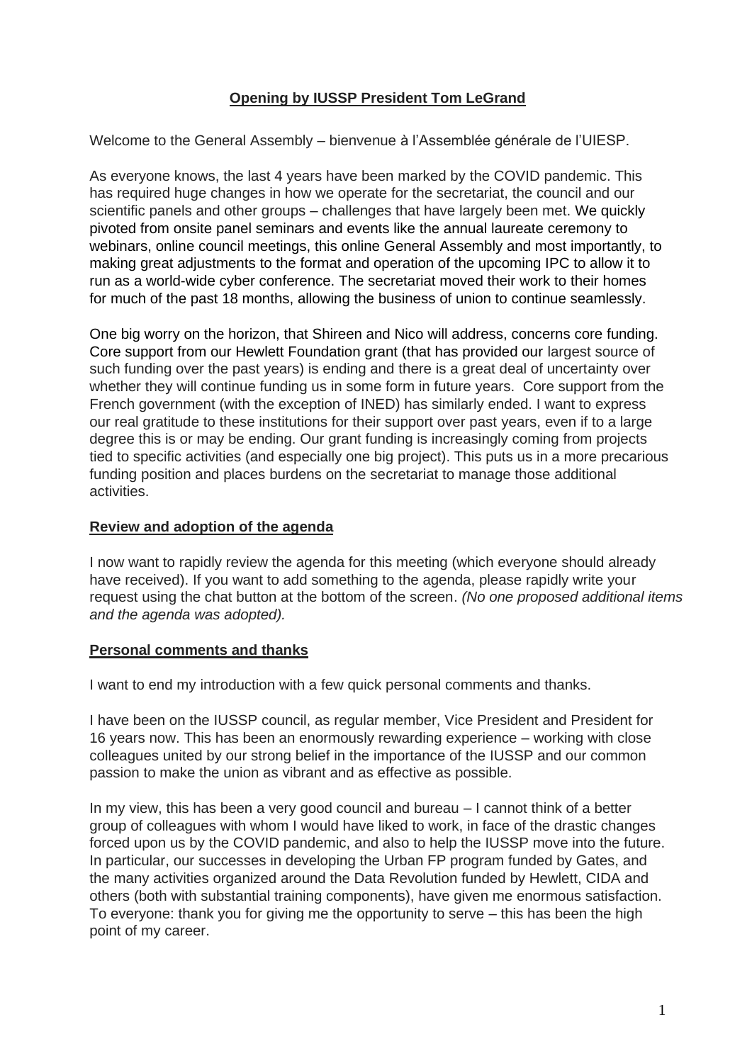## Opening by IUSSP President Tom LeGrand

Welcome to the General Assembly – bienvenue à l'Assemblée générale de l'UIESP.

As everyone knows, the last 4 years have been marked by the COVID pandemic. This has required huge changes in how we operate for the secretariat, the council and our scientific panels and other groups – challenges that have largely been met. We quickly pivoted from onsite panel seminars and events like the annual laureate ceremony to webinars, online council meetings, this online General Assembly and most importantly, to making great adjustments to the format and operation of the upcoming IPC to allow it to run as a world-wide cyber conference. The secretariat moved their work to their homes for much of the past 18 months, allowing the business of union to continue seamlessly.

One big worry on the horizon, that Shireen and Nico will address, concerns core funding. Core support from our Hewlett Foundation grant (that has provided our largest source of such funding over the past years) is ending and there is a great deal of uncertainty over whether they will continue funding us in some form in future years. Core support from the French government (with the exception of INED) has similarly ended. I want to express our real gratitude to these institutions for their support over past years, even if to a large degree this is or may be ending. Our grant funding is increasingly coming from projects tied to specific activities (and especially one big project). This puts us in a more precarious funding position and places burdens on the secretariat to manage those additional activities.

## Review and adoption of the agenda

I now want to rapidly review the agenda for this meeting (which everyone should already have received). If you want to add something to the agenda, please rapidly write your request using the chat button at the bottom of the screen. *(No one proposed additional items and the agenda was adopted).*

## Personal comments and thanks

I want to end my introduction with a few quick personal comments and thanks.

I have been on the IUSSP council, as regular member, Vice President and President for 16 years now. This has been an enormously rewarding experience – working with close colleagues united by our strong belief in the importance of the IUSSP and our common passion to make the union as vibrant and as effective as possible.

In my view, this has been a very good council and bureau – I cannot think of a better group of colleagues with whom I would have liked to work, in face of the drastic changes forced upon us by the COVID pandemic, and also to help the IUSSP move into the future. In particular, our successes in developing the Urban FP program funded by Gates, and the many activities organized around the Data Revolution funded by Hewlett, CIDA and others (both with substantial training components), have given me enormous satisfaction. To everyone: thank you for giving me the opportunity to serve – this has been the high point of my career.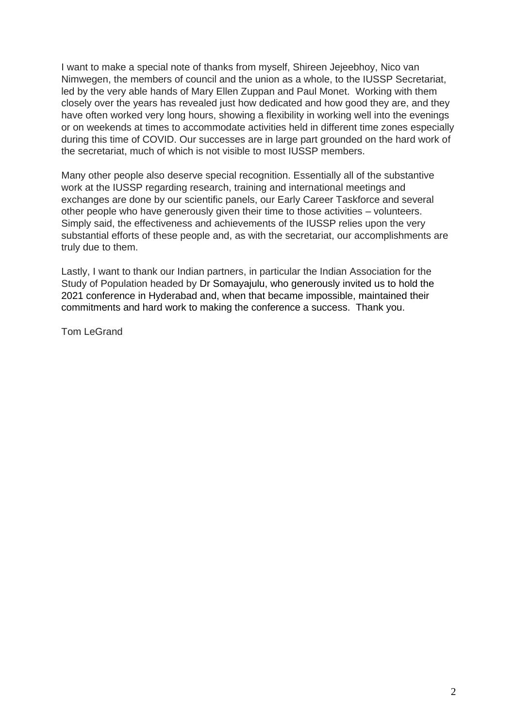I want to make a special note of thanks from myself, Shireen Jejeebhoy, Nico van Nimwegen, the members of council and the union as a whole, to the IUSSP Secretariat, led by the very able hands of Mary Ellen Zuppan and Paul Monet. Working with them closely over the years has revealed just how dedicated and how good they are, and they have often worked very long hours, showing a flexibility in working well into the evenings or on weekends at times to accommodate activities held in different time zones especially during this time of COVID. Our successes are in large part grounded on the hard work of the secretariat, much of which is not visible to most IUSSP members.

Many other people also deserve special recognition. Essentially all of the substantive work at the IUSSP regarding research, training and international meetings and exchanges are done by our scientific panels, our Early Career Taskforce and several other people who have generously given their time to those activities – volunteers. Simply said, the effectiveness and achievements of the IUSSP relies upon the very substantial efforts of these people and, as with the secretariat, our accomplishments are truly due to them.

Lastly, I want to thank our Indian partners, in particular the Indian Association for the Study of Population headed by Dr Somayajulu, who generously invited us to hold the 2021 conference in Hyderabad and, when that became impossible, maintained their commitments and hard work to making the conference a success. Thank you.

Tom LeGrand